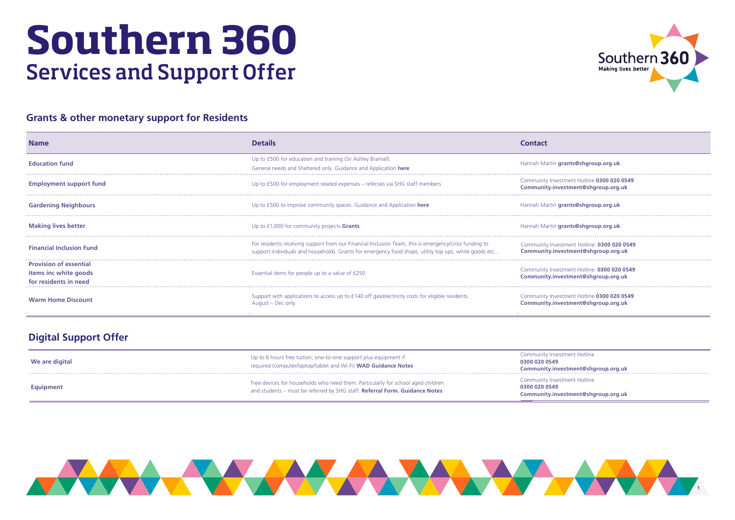# Southern 360

## Services and Support Offer

### Grants & other monetary support for Residents

| Name | Details | Contact |
|---|---|---|
| **Education fund** | Up to £500 for education and training (Sir Ashley Bramall). General needs and Sheltered only. Guidance and Application **here** | Hannah Martin **grants@shgroup.org.uk** |
| **Employment support fund** | Up to £500 for employment related expenses – referrals via SHG staff members | Community Investment Hotline **0300 020 0549** **Community.investment@shgroup.org.uk** |
| **Gardening Neighbours** | Up to £500 to improve community spaces. Guidance and Application **here** | Hannah Martin **grants@shgroup.org.uk** |
| **Making lives better** | Up to £1,000 for community projects **Grants** | Hannah Martin **grants@shgroup.org.uk** |
| **Financial Inclusion Fund** | For residents receiving support from our Financial Inclusion Team, this is emergency/crisis funding to support individuals and households. Grants for emergency food shops, utility top ups, white goods etc… | Community Investment Hotline: **0300 020 0549** **Community.investment@shgroup.org.uk** |
| **Provision of essential items inc white goods for residents in need** | Essential items for people up to a value of £250 | Community Investment Hotline: **0300 020 0549** **Community.investment@shgroup.org.uk** |
| **Warm Home Discount** | Support with applications to access up to £140 off gas/electricity costs for eligible residents. August – Dec only | Community Investment Hotline **0300 020 0549** **Community.investment@shgroup.org.uk** |

### Digital Support Offer

| Name | Details | Contact |
|---|---|---|
| **We are digital** | Up to 6 hours free tuition, one-to-one support plus equipment if required (computer/laptop/tablet and Wi-Fi) **WAD Guidance Notes** | Community Investment Hotline **0300 020 0549** **Community.investment@shgroup.org.uk** |
| **Equipment** | Free devices for households who need them. Particularly for school aged children and students – must be referred by SHG staff. **Referral Form. Guidance Notes** | Community Investment Hotline **0300 020 0549** **Community.investment@shgroup.org.uk** |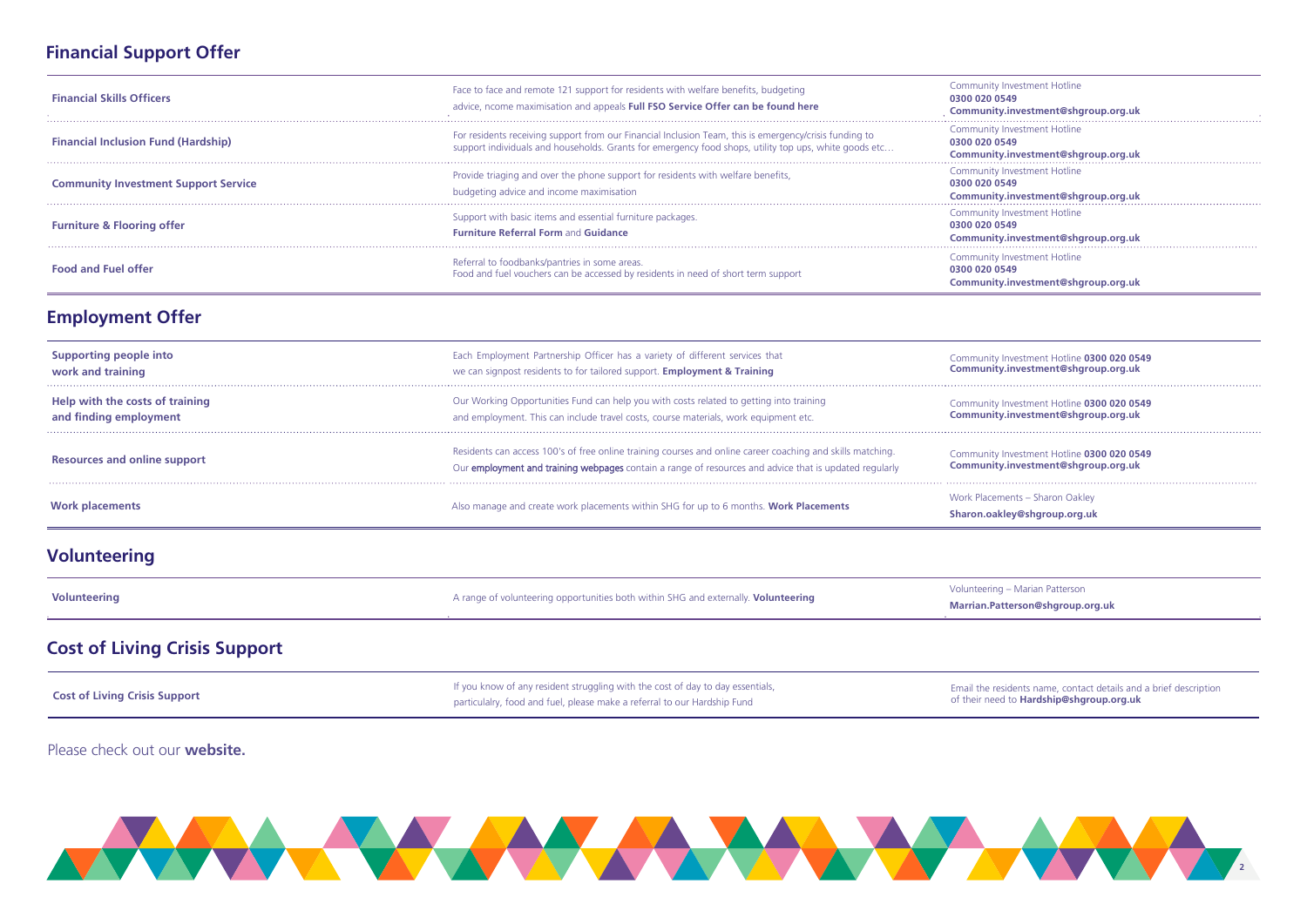## Financial Support Offer

| | | |
|---|---|---|
| **Financial Skills Officers** | Face to face and remote 121 support for residents with welfare benefits, budgeting advice, ncome maximisation and appeals **Full FSO Service Offer can be found here** | Community Investment Hotline **0300 020 0549** **Community.investment@shgroup.org.uk** |
| **Financial Inclusion Fund (Hardship)** | For residents receiving support from our Financial Inclusion Team, this is emergency/crisis funding to support individuals and households. Grants for emergency food shops, utility top ups, white goods etc… | Community Investment Hotline **0300 020 0549** **Community.investment@shgroup.org.uk** |
| **Community Investment Support Service** | Provide triaging and over the phone support for residents with welfare benefits, budgeting advice and income maximisation | Community Investment Hotline **0300 020 0549** **Community.investment@shgroup.org.uk** |
| **Furniture & Flooring offer** | Support with basic items and essential furniture packages. **Furniture Referral Form** and **Guidance** | Community Investment Hotline **0300 020 0549** **Community.investment@shgroup.org.uk** |
| **Food and Fuel offer** | Referral to foodbanks/pantries in some areas. Food and fuel vouchers can be accessed by residents in need of short term support | Community Investment Hotline **0300 020 0549** **Community.investment@shgroup.org.uk** |

## Employment Offer

| | | |
|---|---|---|
| **Supporting people into work and training** | Each Employment Partnership Officer has a variety of different services that we can signpost residents to for tailored support. **Employment & Training** | Community Investment Hotline **0300 020 0549** **Community.investment@shgroup.org.uk** |
| **Help with the costs of training and finding employment** | Our Working Opportunities Fund can help you with costs related to getting into training and employment. This can include travel costs, course materials, work equipment etc. | Community Investment Hotline **0300 020 0549** **Community.investment@shgroup.org.uk** |
| **Resources and online support** | Residents can access 100's of free online training courses and online career coaching and skills matching. Our employment and training webpages contain a range of resources and advice that is updated regularly | Community Investment Hotline **0300 020 0549** **Community.investment@shgroup.org.uk** |
| **Work placements** | Also manage and create work placements within SHG for up to 6 months. **Work Placements** | Work Placements – Sharon Oakley **Sharon.oakley@shgroup.org.uk** |

## Volunteering

| | | |
|---|---|---|
| **Volunteering** | A range of volunteering opportunities both within SHG and externally. **Volunteering** | Volunteering – Marian Patterson **Marrian.Patterson@shgroup.org.uk** |

## Cost of Living Crisis Support

| | | |
|---|---|---|
| **Cost of Living Crisis Support** | If you know of any resident struggling with the cost of day to day essentials, particulalry, food and fuel, please make a referral to our Hardship Fund | Email the residents name, contact details and a brief description of their need to **Hardship@shgroup.org.uk** |

Please check out our **website.**